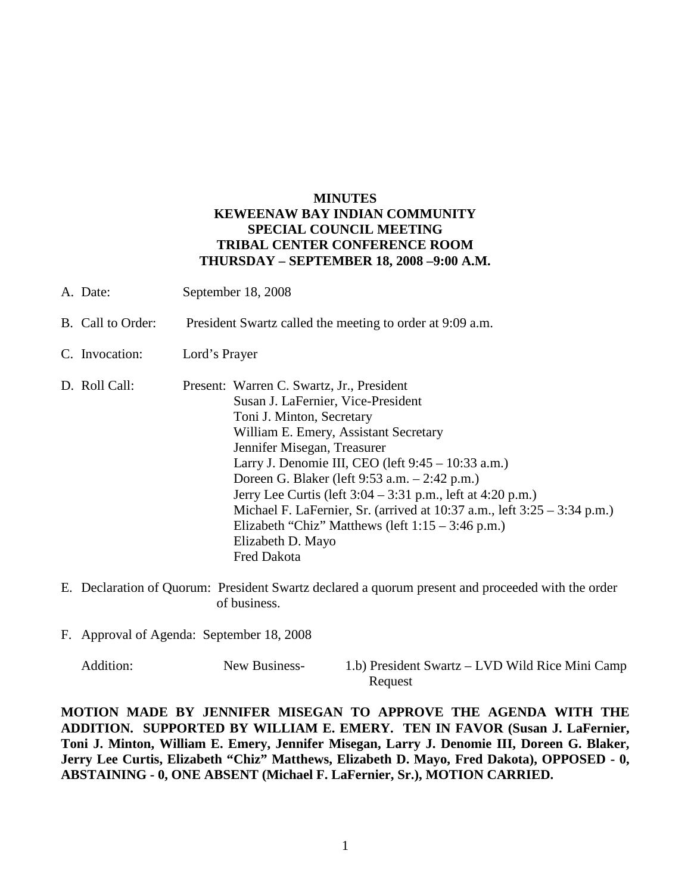**MINUTES**
**KEWEENAW BAY INDIAN COMMUNITY**
**SPECIAL COUNCIL MEETING**
**TRIBAL CENTER CONFERENCE ROOM**
**THURSDAY – SEPTEMBER 18, 2008 –9:00 A.M.**

A. Date: September 18, 2008

B. Call to Order: President Swartz called the meeting to order at 9:09 a.m.

C. Invocation: Lord's Prayer

D. Roll Call: Present: Warren C. Swartz, Jr., President
Susan J. LaFernier, Vice-President
Toni J. Minton, Secretary
William E. Emery, Assistant Secretary
Jennifer Misegan, Treasurer
Larry J. Denomie III, CEO (left 9:45 – 10:33 a.m.)
Doreen G. Blaker (left 9:53 a.m. – 2:42 p.m.)
Jerry Lee Curtis (left 3:04 – 3:31 p.m., left at 4:20 p.m.)
Michael F. LaFernier, Sr. (arrived at 10:37 a.m., left 3:25 – 3:34 p.m.)
Elizabeth "Chiz" Matthews (left 1:15 – 3:46 p.m.)
Elizabeth D. Mayo
Fred Dakota

E. Declaration of Quorum: President Swartz declared a quorum present and proceeded with the order of business.

F. Approval of Agenda: September 18, 2008

Addition: New Business- 1.b) President Swartz – LVD Wild Rice Mini Camp Request

**MOTION MADE BY JENNIFER MISEGAN TO APPROVE THE AGENDA WITH THE ADDITION. SUPPORTED BY WILLIAM E. EMERY. TEN IN FAVOR (Susan J. LaFernier, Toni J. Minton, William E. Emery, Jennifer Misegan, Larry J. Denomie III, Doreen G. Blaker, Jerry Lee Curtis, Elizabeth "Chiz" Matthews, Elizabeth D. Mayo, Fred Dakota), OPPOSED - 0, ABSTAINING - 0, ONE ABSENT (Michael F. LaFernier, Sr.), MOTION CARRIED.**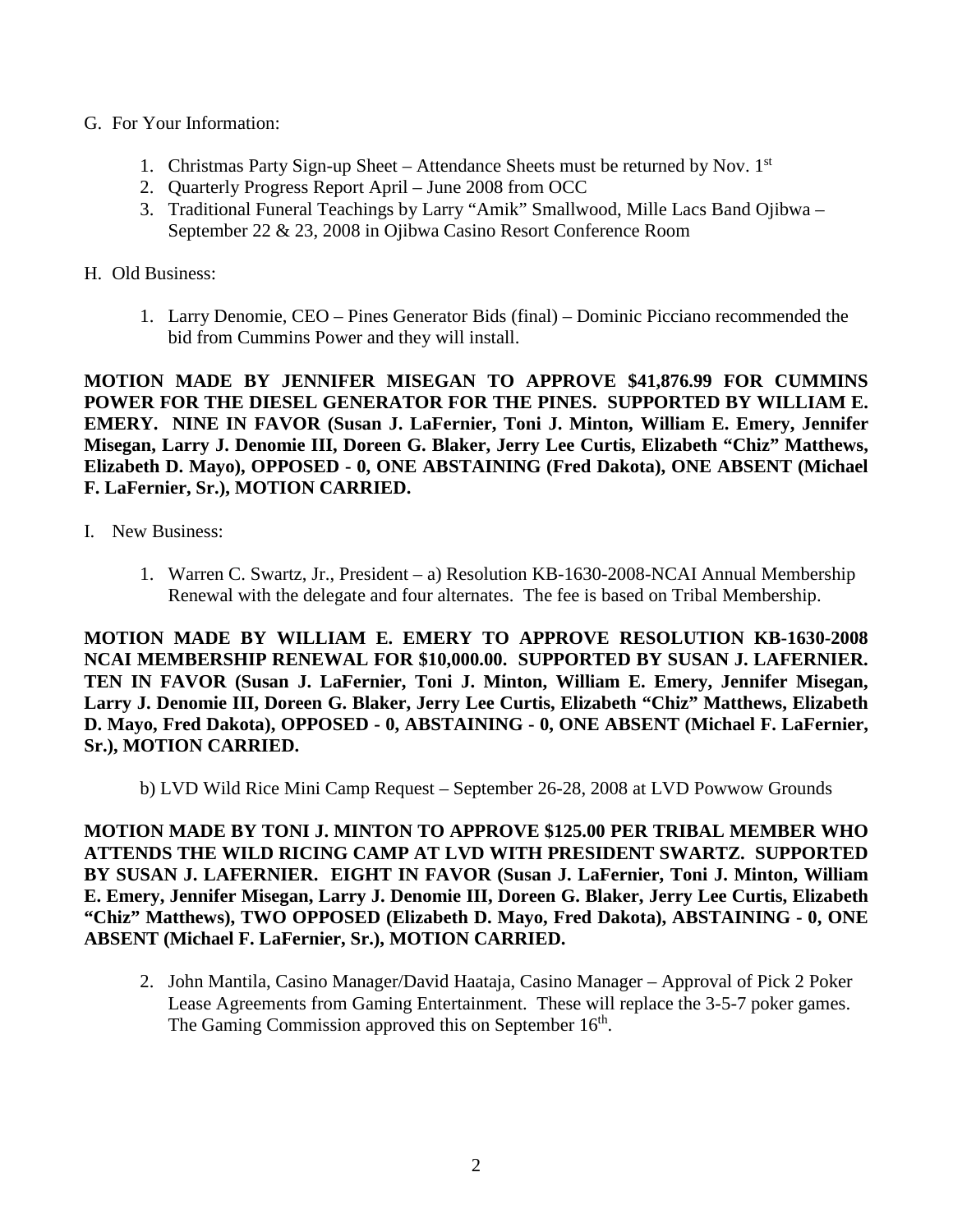G. For Your Information:

1. Christmas Party Sign-up Sheet – Attendance Sheets must be returned by Nov. 1st
2. Quarterly Progress Report April – June 2008 from OCC
3. Traditional Funeral Teachings by Larry "Amik" Smallwood, Mille Lacs Band Ojibwa – September 22 & 23, 2008 in Ojibwa Casino Resort Conference Room

H. Old Business:

1. Larry Denomie, CEO – Pines Generator Bids (final) – Dominic Picciano recommended the bid from Cummins Power and they will install.

**MOTION MADE BY JENNIFER MISEGAN TO APPROVE $41,876.99 FOR CUMMINS POWER FOR THE DIESEL GENERATOR FOR THE PINES. SUPPORTED BY WILLIAM E. EMERY. NINE IN FAVOR (Susan J. LaFernier, Toni J. Minton, William E. Emery, Jennifer Misegan, Larry J. Denomie III, Doreen G. Blaker, Jerry Lee Curtis, Elizabeth "Chiz" Matthews, Elizabeth D. Mayo), OPPOSED - 0, ONE ABSTAINING (Fred Dakota), ONE ABSENT (Michael F. LaFernier, Sr.), MOTION CARRIED.**

I. New Business:

1. Warren C. Swartz, Jr., President – a) Resolution KB-1630-2008-NCAI Annual Membership Renewal with the delegate and four alternates. The fee is based on Tribal Membership.

**MOTION MADE BY WILLIAM E. EMERY TO APPROVE RESOLUTION KB-1630-2008 NCAI MEMBERSHIP RENEWAL FOR $10,000.00. SUPPORTED BY SUSAN J. LAFERNIER. TEN IN FAVOR (Susan J. LaFernier, Toni J. Minton, William E. Emery, Jennifer Misegan, Larry J. Denomie III, Doreen G. Blaker, Jerry Lee Curtis, Elizabeth "Chiz" Matthews, Elizabeth D. Mayo, Fred Dakota), OPPOSED - 0, ABSTAINING - 0, ONE ABSENT (Michael F. LaFernier, Sr.), MOTION CARRIED.**

b) LVD Wild Rice Mini Camp Request – September 26-28, 2008 at LVD Powwow Grounds

**MOTION MADE BY TONI J. MINTON TO APPROVE $125.00 PER TRIBAL MEMBER WHO ATTENDS THE WILD RICING CAMP AT LVD WITH PRESIDENT SWARTZ. SUPPORTED BY SUSAN J. LAFERNIER. EIGHT IN FAVOR (Susan J. LaFernier, Toni J. Minton, William E. Emery, Jennifer Misegan, Larry J. Denomie III, Doreen G. Blaker, Jerry Lee Curtis, Elizabeth "Chiz" Matthews), TWO OPPOSED (Elizabeth D. Mayo, Fred Dakota), ABSTAINING - 0, ONE ABSENT (Michael F. LaFernier, Sr.), MOTION CARRIED.**

2. John Mantila, Casino Manager/David Haataja, Casino Manager – Approval of Pick 2 Poker Lease Agreements from Gaming Entertainment. These will replace the 3-5-7 poker games. The Gaming Commission approved this on September 16th.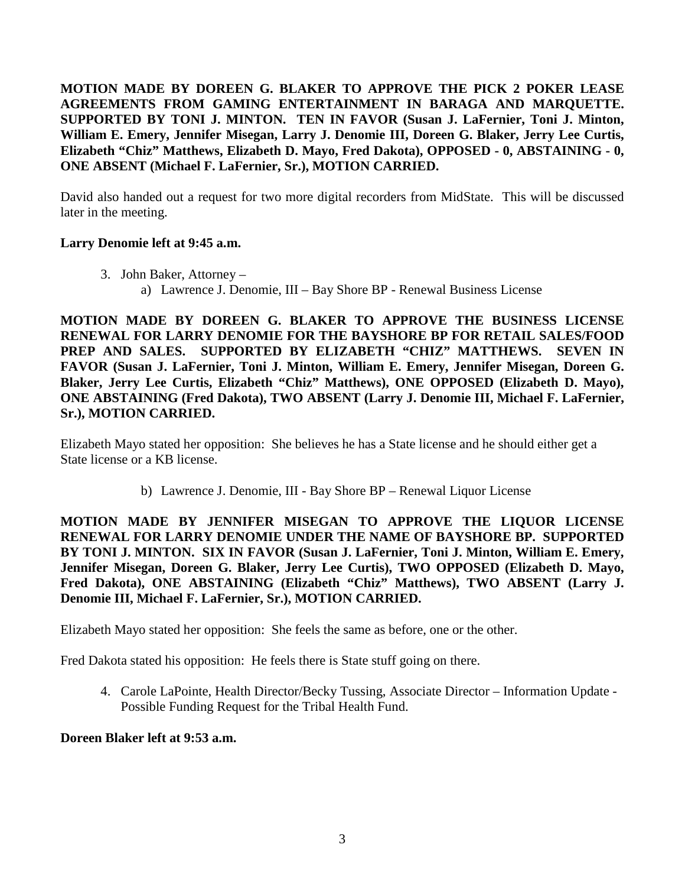**MOTION MADE BY DOREEN G. BLAKER TO APPROVE THE PICK 2 POKER LEASE AGREEMENTS FROM GAMING ENTERTAINMENT IN BARAGA AND MARQUETTE. SUPPORTED BY TONI J. MINTON. TEN IN FAVOR (Susan J. LaFernier, Toni J. Minton, William E. Emery, Jennifer Misegan, Larry J. Denomie III, Doreen G. Blaker, Jerry Lee Curtis, Elizabeth "Chiz" Matthews, Elizabeth D. Mayo, Fred Dakota), OPPOSED - 0, ABSTAINING - 0, ONE ABSENT (Michael F. LaFernier, Sr.), MOTION CARRIED.**

David also handed out a request for two more digital recorders from MidState. This will be discussed later in the meeting.

**Larry Denomie left at 9:45 a.m.**

3. John Baker, Attorney –
   a) Lawrence J. Denomie, III – Bay Shore BP - Renewal Business License

**MOTION MADE BY DOREEN G. BLAKER TO APPROVE THE BUSINESS LICENSE RENEWAL FOR LARRY DENOMIE FOR THE BAYSHORE BP FOR RETAIL SALES/FOOD PREP AND SALES. SUPPORTED BY ELIZABETH "CHIZ" MATTHEWS. SEVEN IN FAVOR (Susan J. LaFernier, Toni J. Minton, William E. Emery, Jennifer Misegan, Doreen G. Blaker, Jerry Lee Curtis, Elizabeth "Chiz" Matthews), ONE OPPOSED (Elizabeth D. Mayo), ONE ABSTAINING (Fred Dakota), TWO ABSENT (Larry J. Denomie III, Michael F. LaFernier, Sr.), MOTION CARRIED.**

Elizabeth Mayo stated her opposition: She believes he has a State license and he should either get a State license or a KB license.

   b) Lawrence J. Denomie, III - Bay Shore BP – Renewal Liquor License

**MOTION MADE BY JENNIFER MISEGAN TO APPROVE THE LIQUOR LICENSE RENEWAL FOR LARRY DENOMIE UNDER THE NAME OF BAYSHORE BP. SUPPORTED BY TONI J. MINTON. SIX IN FAVOR (Susan J. LaFernier, Toni J. Minton, William E. Emery, Jennifer Misegan, Doreen G. Blaker, Jerry Lee Curtis), TWO OPPOSED (Elizabeth D. Mayo, Fred Dakota), ONE ABSTAINING (Elizabeth "Chiz" Matthews), TWO ABSENT (Larry J. Denomie III, Michael F. LaFernier, Sr.), MOTION CARRIED.**

Elizabeth Mayo stated her opposition: She feels the same as before, one or the other.

Fred Dakota stated his opposition: He feels there is State stuff going on there.

4. Carole LaPointe, Health Director/Becky Tussing, Associate Director – Information Update - Possible Funding Request for the Tribal Health Fund.

**Doreen Blaker left at 9:53 a.m.**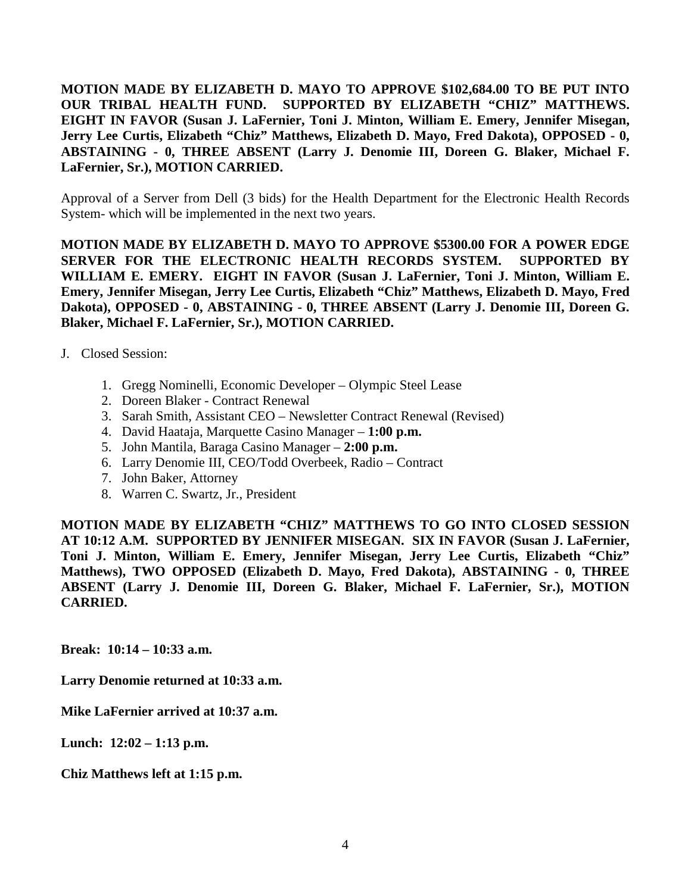**MOTION MADE BY ELIZABETH D. MAYO TO APPROVE $102,684.00 TO BE PUT INTO OUR TRIBAL HEALTH FUND. SUPPORTED BY ELIZABETH "CHIZ" MATTHEWS. EIGHT IN FAVOR (Susan J. LaFernier, Toni J. Minton, William E. Emery, Jennifer Misegan, Jerry Lee Curtis, Elizabeth "Chiz" Matthews, Elizabeth D. Mayo, Fred Dakota), OPPOSED - 0, ABSTAINING - 0, THREE ABSENT (Larry J. Denomie III, Doreen G. Blaker, Michael F. LaFernier, Sr.), MOTION CARRIED.**

Approval of a Server from Dell (3 bids) for the Health Department for the Electronic Health Records System- which will be implemented in the next two years.

**MOTION MADE BY ELIZABETH D. MAYO TO APPROVE $5300.00 FOR A POWER EDGE SERVER FOR THE ELECTRONIC HEALTH RECORDS SYSTEM. SUPPORTED BY WILLIAM E. EMERY. EIGHT IN FAVOR (Susan J. LaFernier, Toni J. Minton, William E. Emery, Jennifer Misegan, Jerry Lee Curtis, Elizabeth "Chiz" Matthews, Elizabeth D. Mayo, Fred Dakota), OPPOSED - 0, ABSTAINING - 0, THREE ABSENT (Larry J. Denomie III, Doreen G. Blaker, Michael F. LaFernier, Sr.), MOTION CARRIED.**

J. Closed Session:

1. Gregg Nominelli, Economic Developer – Olympic Steel Lease
2. Doreen Blaker - Contract Renewal
3. Sarah Smith, Assistant CEO – Newsletter Contract Renewal (Revised)
4. David Haataja, Marquette Casino Manager – **1:00 p.m.**
5. John Mantila, Baraga Casino Manager – **2:00 p.m.**
6. Larry Denomie III, CEO/Todd Overbeek, Radio – Contract
7. John Baker, Attorney
8. Warren C. Swartz, Jr., President

**MOTION MADE BY ELIZABETH "CHIZ" MATTHEWS TO GO INTO CLOSED SESSION AT 10:12 A.M. SUPPORTED BY JENNIFER MISEGAN. SIX IN FAVOR (Susan J. LaFernier, Toni J. Minton, William E. Emery, Jennifer Misegan, Jerry Lee Curtis, Elizabeth "Chiz" Matthews), TWO OPPOSED (Elizabeth D. Mayo, Fred Dakota), ABSTAINING - 0, THREE ABSENT (Larry J. Denomie III, Doreen G. Blaker, Michael F. LaFernier, Sr.), MOTION CARRIED.**

**Break: 10:14 – 10:33 a.m.**

**Larry Denomie returned at 10:33 a.m.**

**Mike LaFernier arrived at 10:37 a.m.**

**Lunch: 12:02 – 1:13 p.m.**

**Chiz Matthews left at 1:15 p.m.**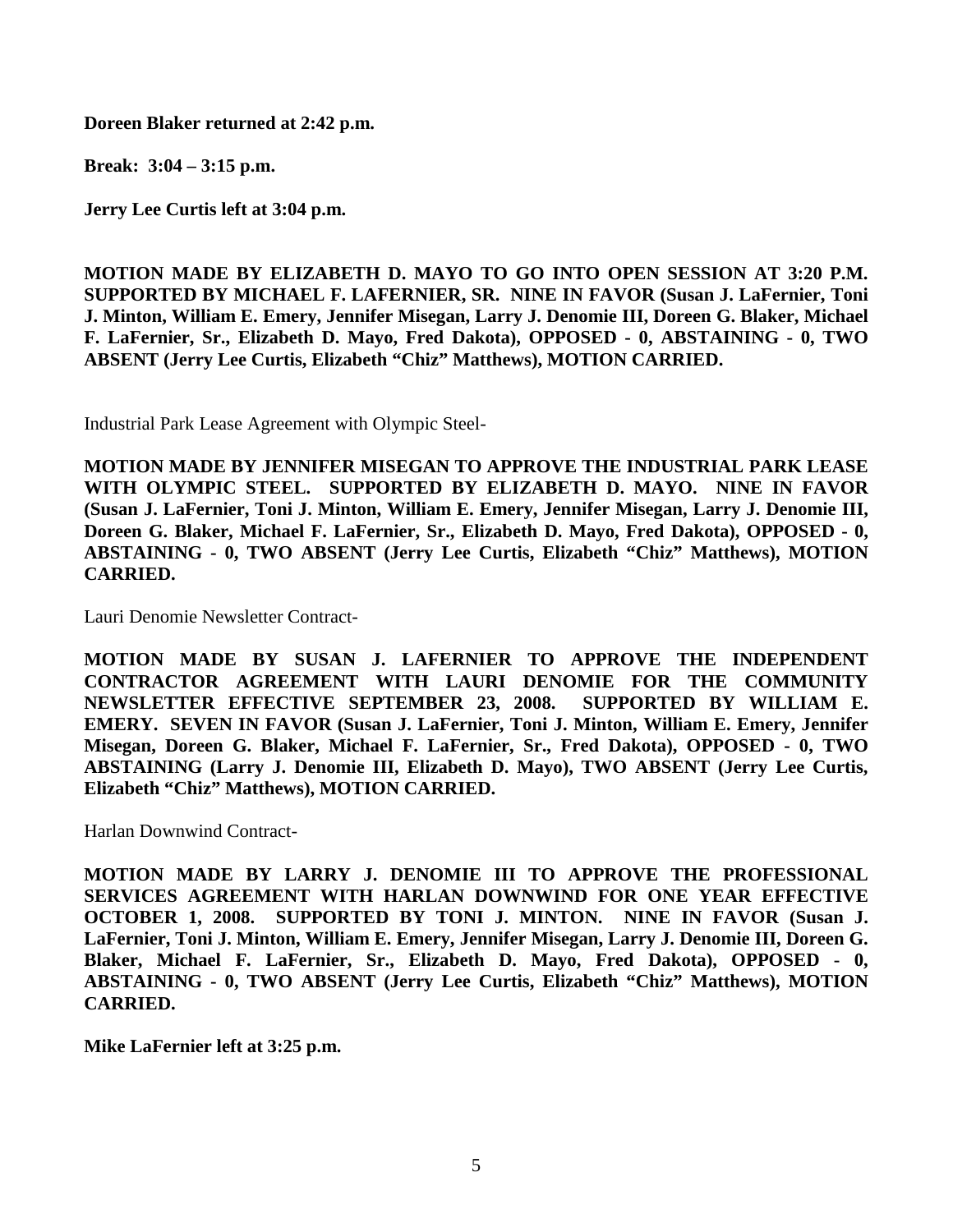**Doreen Blaker returned at 2:42 p.m.**

**Break: 3:04 – 3:15 p.m.**

**Jerry Lee Curtis left at 3:04 p.m.**

**MOTION MADE BY ELIZABETH D. MAYO TO GO INTO OPEN SESSION AT 3:20 P.M. SUPPORTED BY MICHAEL F. LAFERNIER, SR. NINE IN FAVOR (Susan J. LaFernier, Toni J. Minton, William E. Emery, Jennifer Misegan, Larry J. Denomie III, Doreen G. Blaker, Michael F. LaFernier, Sr., Elizabeth D. Mayo, Fred Dakota), OPPOSED - 0, ABSTAINING - 0, TWO ABSENT (Jerry Lee Curtis, Elizabeth "Chiz" Matthews), MOTION CARRIED.**

Industrial Park Lease Agreement with Olympic Steel-

**MOTION MADE BY JENNIFER MISEGAN TO APPROVE THE INDUSTRIAL PARK LEASE WITH OLYMPIC STEEL. SUPPORTED BY ELIZABETH D. MAYO. NINE IN FAVOR (Susan J. LaFernier, Toni J. Minton, William E. Emery, Jennifer Misegan, Larry J. Denomie III, Doreen G. Blaker, Michael F. LaFernier, Sr., Elizabeth D. Mayo, Fred Dakota), OPPOSED - 0, ABSTAINING - 0, TWO ABSENT (Jerry Lee Curtis, Elizabeth "Chiz" Matthews), MOTION CARRIED.**

Lauri Denomie Newsletter Contract-

**MOTION MADE BY SUSAN J. LAFERNIER TO APPROVE THE INDEPENDENT CONTRACTOR AGREEMENT WITH LAURI DENOMIE FOR THE COMMUNITY NEWSLETTER EFFECTIVE SEPTEMBER 23, 2008. SUPPORTED BY WILLIAM E. EMERY. SEVEN IN FAVOR (Susan J. LaFernier, Toni J. Minton, William E. Emery, Jennifer Misegan, Doreen G. Blaker, Michael F. LaFernier, Sr., Fred Dakota), OPPOSED - 0, TWO ABSTAINING (Larry J. Denomie III, Elizabeth D. Mayo), TWO ABSENT (Jerry Lee Curtis, Elizabeth "Chiz" Matthews), MOTION CARRIED.**

Harlan Downwind Contract-

**MOTION MADE BY LARRY J. DENOMIE III TO APPROVE THE PROFESSIONAL SERVICES AGREEMENT WITH HARLAN DOWNWIND FOR ONE YEAR EFFECTIVE OCTOBER 1, 2008. SUPPORTED BY TONI J. MINTON. NINE IN FAVOR (Susan J. LaFernier, Toni J. Minton, William E. Emery, Jennifer Misegan, Larry J. Denomie III, Doreen G. Blaker, Michael F. LaFernier, Sr., Elizabeth D. Mayo, Fred Dakota), OPPOSED - 0, ABSTAINING - 0, TWO ABSENT (Jerry Lee Curtis, Elizabeth "Chiz" Matthews), MOTION CARRIED.**

**Mike LaFernier left at 3:25 p.m.**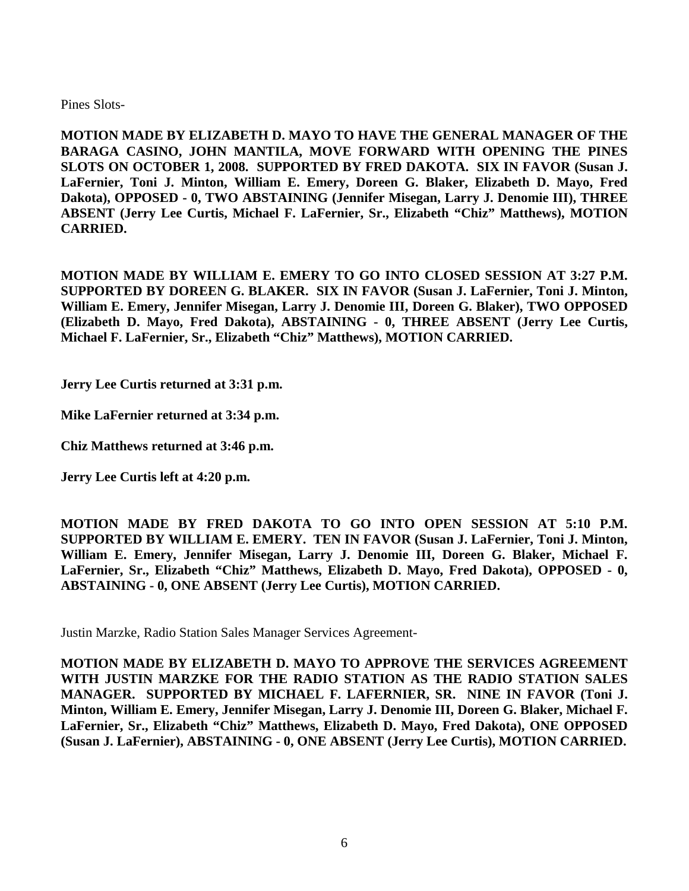Pines Slots-

**MOTION MADE BY ELIZABETH D. MAYO TO HAVE THE GENERAL MANAGER OF THE BARAGA CASINO, JOHN MANTILA, MOVE FORWARD WITH OPENING THE PINES SLOTS ON OCTOBER 1, 2008. SUPPORTED BY FRED DAKOTA. SIX IN FAVOR (Susan J. LaFernier, Toni J. Minton, William E. Emery, Doreen G. Blaker, Elizabeth D. Mayo, Fred Dakota), OPPOSED - 0, TWO ABSTAINING (Jennifer Misegan, Larry J. Denomie III), THREE ABSENT (Jerry Lee Curtis, Michael F. LaFernier, Sr., Elizabeth "Chiz" Matthews), MOTION CARRIED.**

**MOTION MADE BY WILLIAM E. EMERY TO GO INTO CLOSED SESSION AT 3:27 P.M. SUPPORTED BY DOREEN G. BLAKER. SIX IN FAVOR (Susan J. LaFernier, Toni J. Minton, William E. Emery, Jennifer Misegan, Larry J. Denomie III, Doreen G. Blaker), TWO OPPOSED (Elizabeth D. Mayo, Fred Dakota), ABSTAINING - 0, THREE ABSENT (Jerry Lee Curtis, Michael F. LaFernier, Sr., Elizabeth "Chiz" Matthews), MOTION CARRIED.**

**Jerry Lee Curtis returned at 3:31 p.m.**

**Mike LaFernier returned at 3:34 p.m.**

**Chiz Matthews returned at 3:46 p.m.**

**Jerry Lee Curtis left at 4:20 p.m.**

**MOTION MADE BY FRED DAKOTA TO GO INTO OPEN SESSION AT 5:10 P.M. SUPPORTED BY WILLIAM E. EMERY. TEN IN FAVOR (Susan J. LaFernier, Toni J. Minton, William E. Emery, Jennifer Misegan, Larry J. Denomie III, Doreen G. Blaker, Michael F. LaFernier, Sr., Elizabeth "Chiz" Matthews, Elizabeth D. Mayo, Fred Dakota), OPPOSED - 0, ABSTAINING - 0, ONE ABSENT (Jerry Lee Curtis), MOTION CARRIED.**

Justin Marzke, Radio Station Sales Manager Services Agreement-

**MOTION MADE BY ELIZABETH D. MAYO TO APPROVE THE SERVICES AGREEMENT WITH JUSTIN MARZKE FOR THE RADIO STATION AS THE RADIO STATION SALES MANAGER. SUPPORTED BY MICHAEL F. LAFERNIER, SR. NINE IN FAVOR (Toni J. Minton, William E. Emery, Jennifer Misegan, Larry J. Denomie III, Doreen G. Blaker, Michael F. LaFernier, Sr., Elizabeth "Chiz" Matthews, Elizabeth D. Mayo, Fred Dakota), ONE OPPOSED (Susan J. LaFernier), ABSTAINING - 0, ONE ABSENT (Jerry Lee Curtis), MOTION CARRIED.**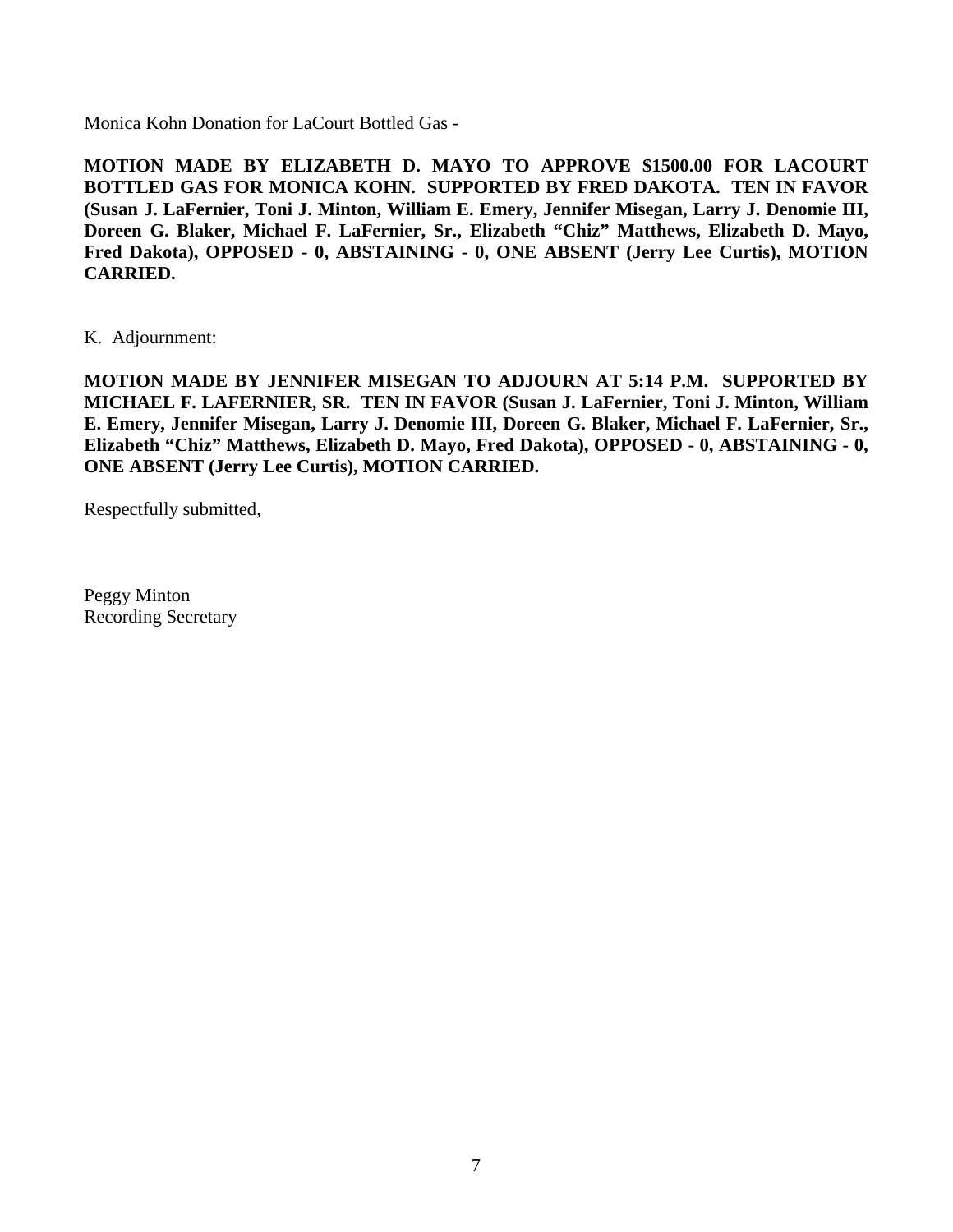Monica Kohn Donation for LaCourt Bottled Gas -

**MOTION MADE BY ELIZABETH D. MAYO TO APPROVE $1500.00 FOR LACOURT BOTTLED GAS FOR MONICA KOHN. SUPPORTED BY FRED DAKOTA. TEN IN FAVOR (Susan J. LaFernier, Toni J. Minton, William E. Emery, Jennifer Misegan, Larry J. Denomie III, Doreen G. Blaker, Michael F. LaFernier, Sr., Elizabeth "Chiz" Matthews, Elizabeth D. Mayo, Fred Dakota), OPPOSED - 0, ABSTAINING - 0, ONE ABSENT (Jerry Lee Curtis), MOTION CARRIED.**

K. Adjournment:

**MOTION MADE BY JENNIFER MISEGAN TO ADJOURN AT 5:14 P.M. SUPPORTED BY MICHAEL F. LAFERNIER, SR. TEN IN FAVOR (Susan J. LaFernier, Toni J. Minton, William E. Emery, Jennifer Misegan, Larry J. Denomie III, Doreen G. Blaker, Michael F. LaFernier, Sr., Elizabeth "Chiz" Matthews, Elizabeth D. Mayo, Fred Dakota), OPPOSED - 0, ABSTAINING - 0, ONE ABSENT (Jerry Lee Curtis), MOTION CARRIED.**

Respectfully submitted,

Peggy Minton
Recording Secretary